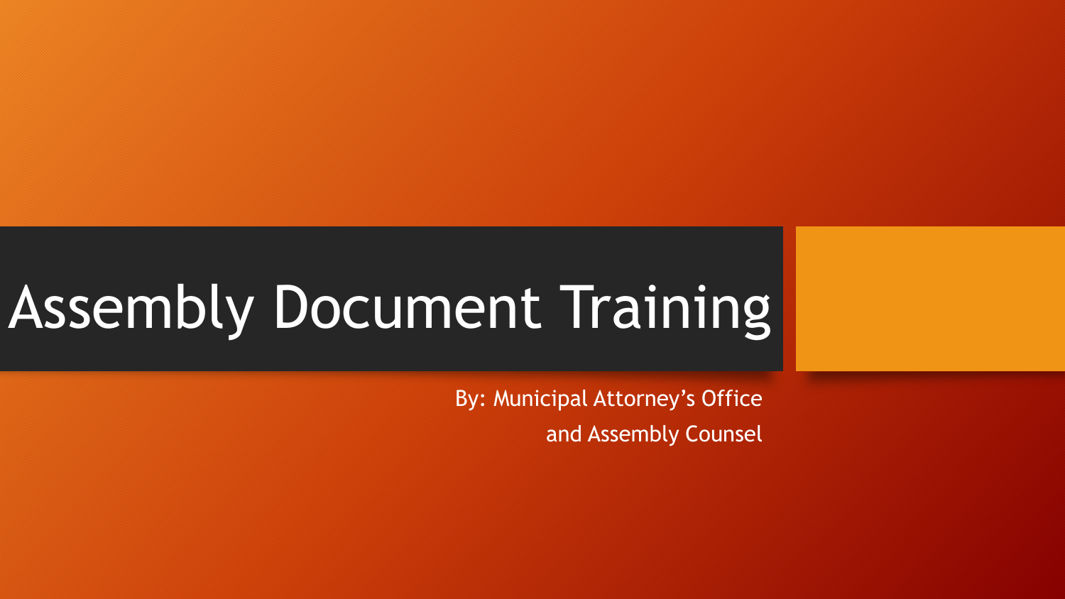# Assembly Document Training

By: Municipal Attorney's Office
and Assembly Counsel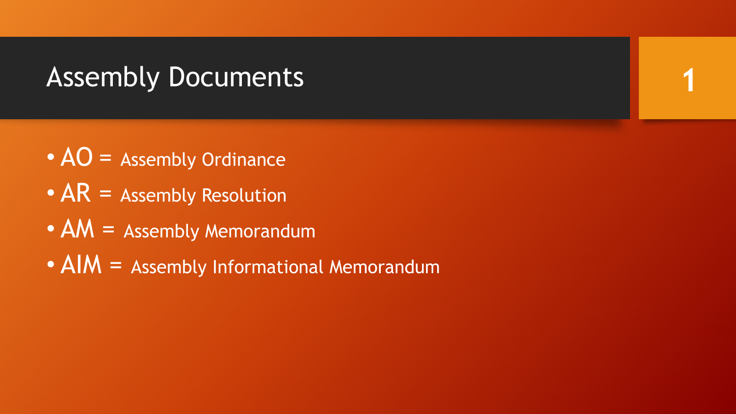# Assembly Documents

- AO = Assembly Ordinance
- AR = Assembly Resolution
- AM = Assembly Memorandum
- AIM = Assembly Informational Memorandum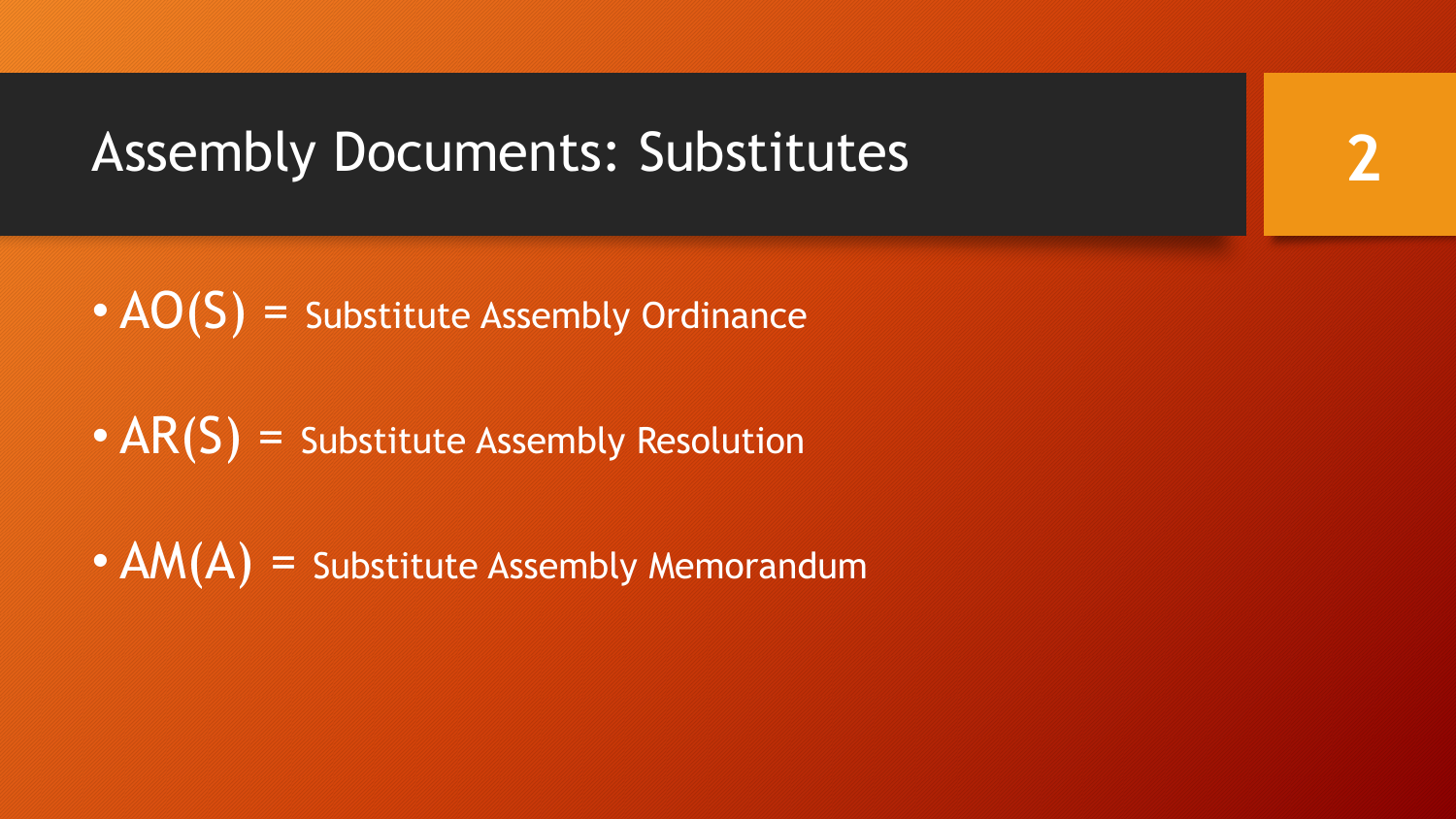# Assembly Documents: Substitutes

- AO(S) = Substitute Assembly Ordinance
- AR(S) = Substitute Assembly Resolution
- AM(A) = Substitute Assembly Memorandum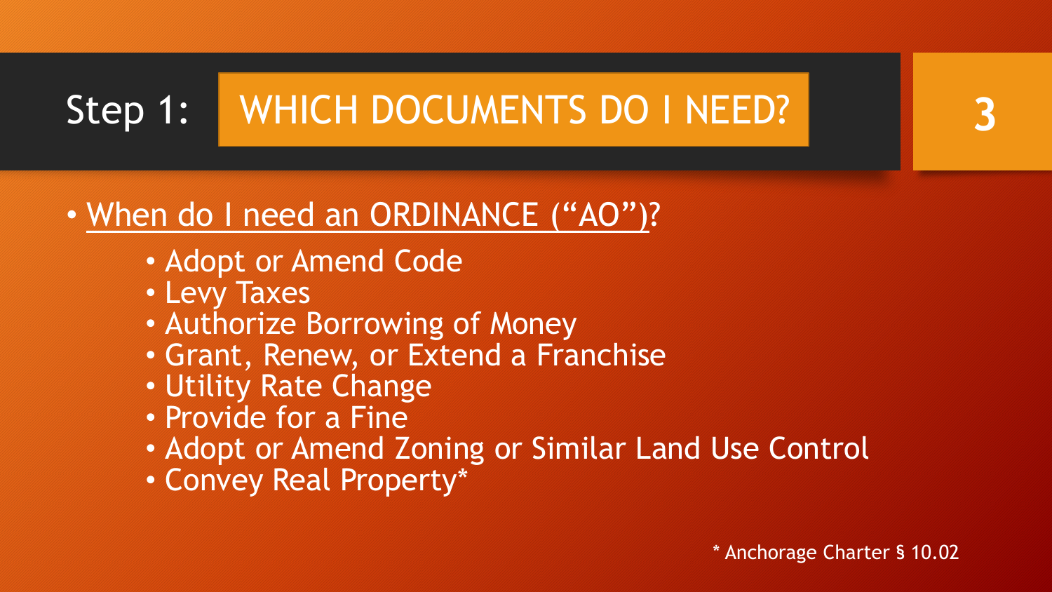# Step 1: WHICH DOCUMENTS DO I NEED?

- When do I need an ORDINANCE (“AO”)?
  - Adopt or Amend Code
  - Levy Taxes
  - Authorize Borrowing of Money
  - Grant, Renew, or Extend a Franchise
  - Utility Rate Change
  - Provide for a Fine
  - Adopt or Amend Zoning or Similar Land Use Control
  - Convey Real Property*

* Anchorage Charter § 10.02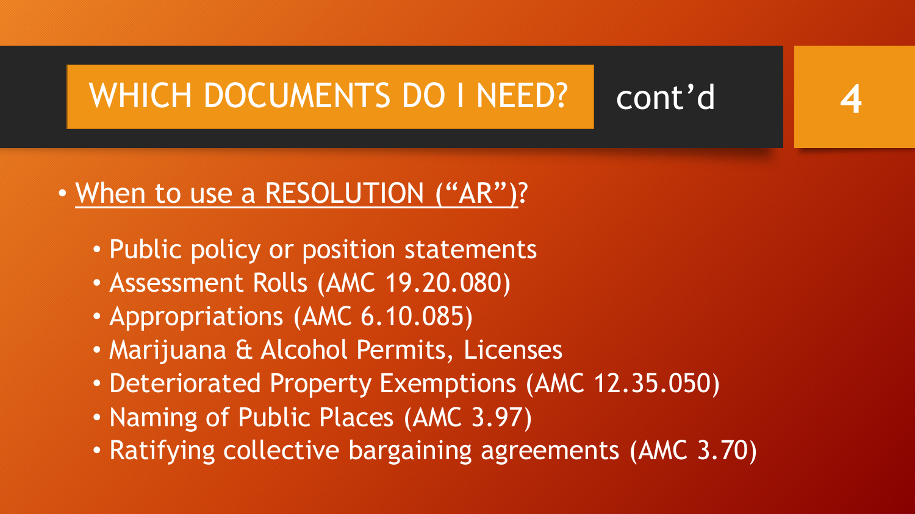# WHICH DOCUMENTS DO I NEED? cont'd

- When to use a RESOLUTION ("AR")?
  - Public policy or position statements
  - Assessment Rolls (AMC 19.20.080)
  - Appropriations (AMC 6.10.085)
  - Marijuana & Alcohol Permits, Licenses
  - Deteriorated Property Exemptions (AMC 12.35.050)
  - Naming of Public Places (AMC 3.97)
  - Ratifying collective bargaining agreements (AMC 3.70)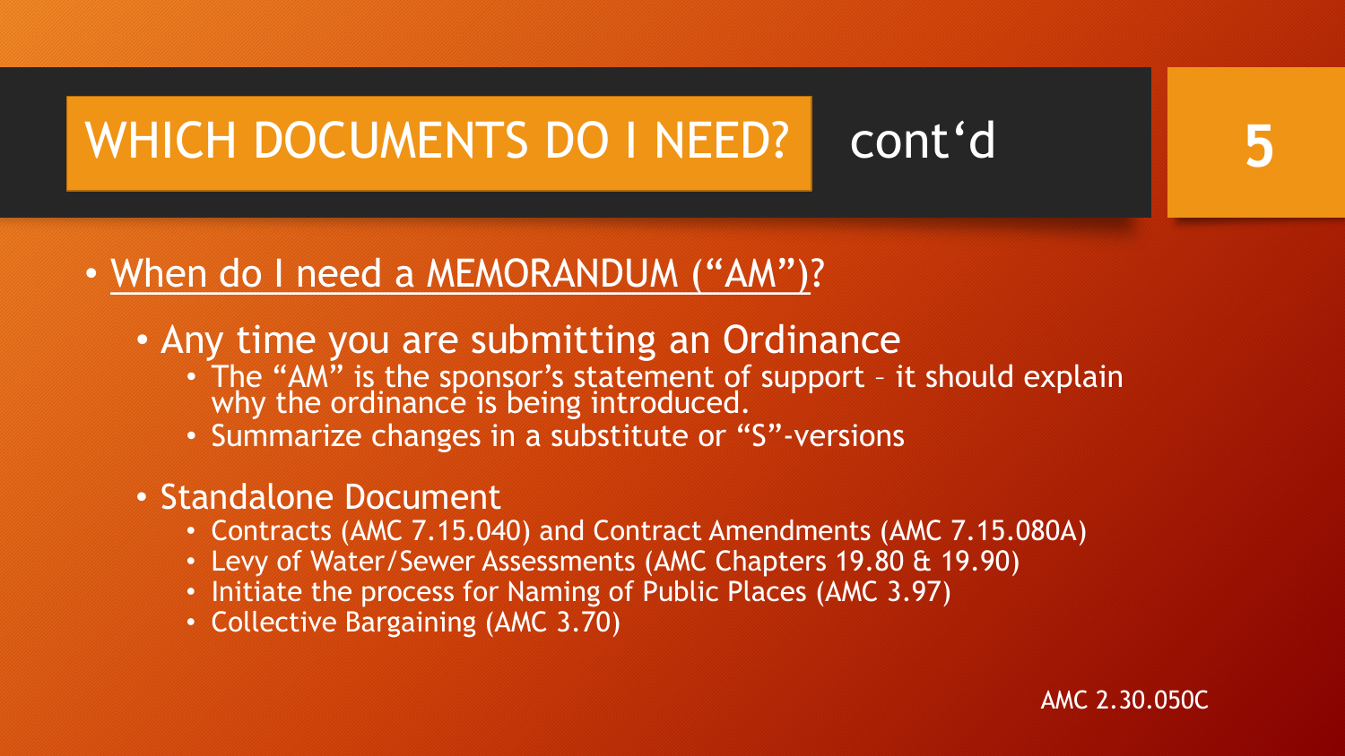# WHICH DOCUMENTS DO I NEED? cont'd

- When do I need a MEMORANDUM ("AM")?
  - Any time you are submitting an Ordinance
    - The "AM" is the sponsor's statement of support – it should explain why the ordinance is being introduced.
    - Summarize changes in a substitute or "S"-versions
  - Standalone Document
    - Contracts (AMC 7.15.040) and Contract Amendments (AMC 7.15.080A)
    - Levy of Water/Sewer Assessments (AMC Chapters 19.80 & 19.90)
    - Initiate the process for Naming of Public Places (AMC 3.97)
    - Collective Bargaining (AMC 3.70)

AMC 2.30.050C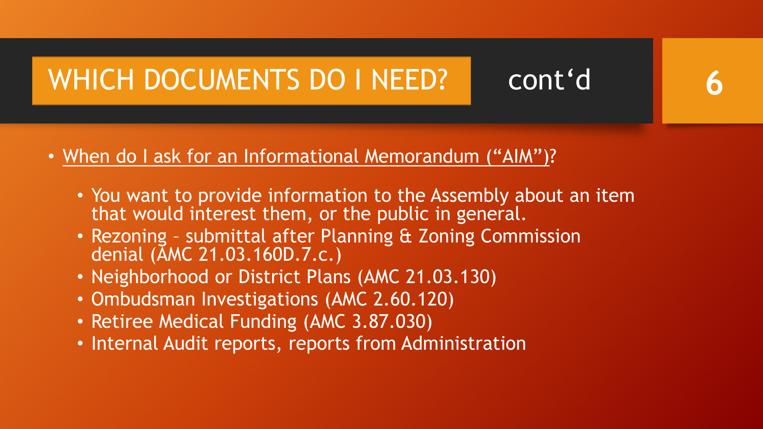# WHICH DOCUMENTS DO I NEED? cont'd

- When do I ask for an Informational Memorandum ("AIM")?
  - You want to provide information to the Assembly about an item that would interest them, or the public in general.
  - Rezoning – submittal after Planning & Zoning Commission denial (AMC 21.03.160D.7.c.)
  - Neighborhood or District Plans (AMC 21.03.130)
  - Ombudsman Investigations (AMC 2.60.120)
  - Retiree Medical Funding (AMC 3.87.030)
  - Internal Audit reports, reports from Administration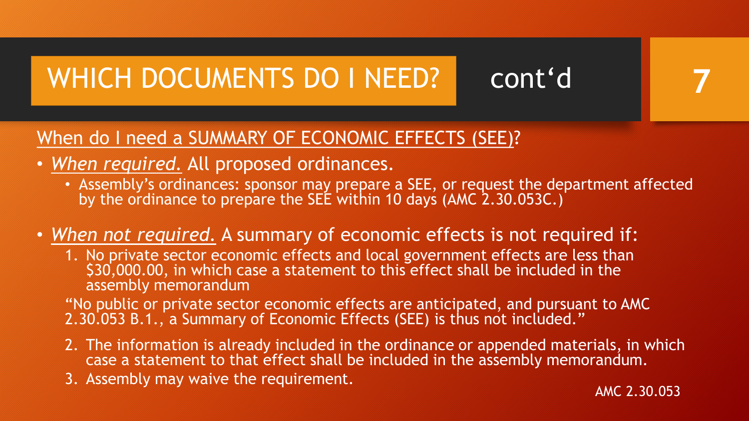# WHICH DOCUMENTS DO I NEED? cont'd

When do I need a SUMMARY OF ECONOMIC EFFECTS (SEE)?

- *When required.* All proposed ordinances.
  - Assembly's ordinances: sponsor may prepare a SEE, or request the department affected by the ordinance to prepare the SEE within 10 days (AMC 2.30.053C.)
- *When not required.* A summary of economic effects is not required if:
  1. No private sector economic effects and local government effects are less than $30,000.00, in which case a statement to this effect shall be included in the assembly memorandum

     "No public or private sector economic effects are anticipated, and pursuant to AMC 2.30.053 B.1., a Summary of Economic Effects (SEE) is thus not included."
  2. The information is already included in the ordinance or appended materials, in which case a statement to that effect shall be included in the assembly memorandum.
  3. Assembly may waive the requirement.

AMC 2.30.053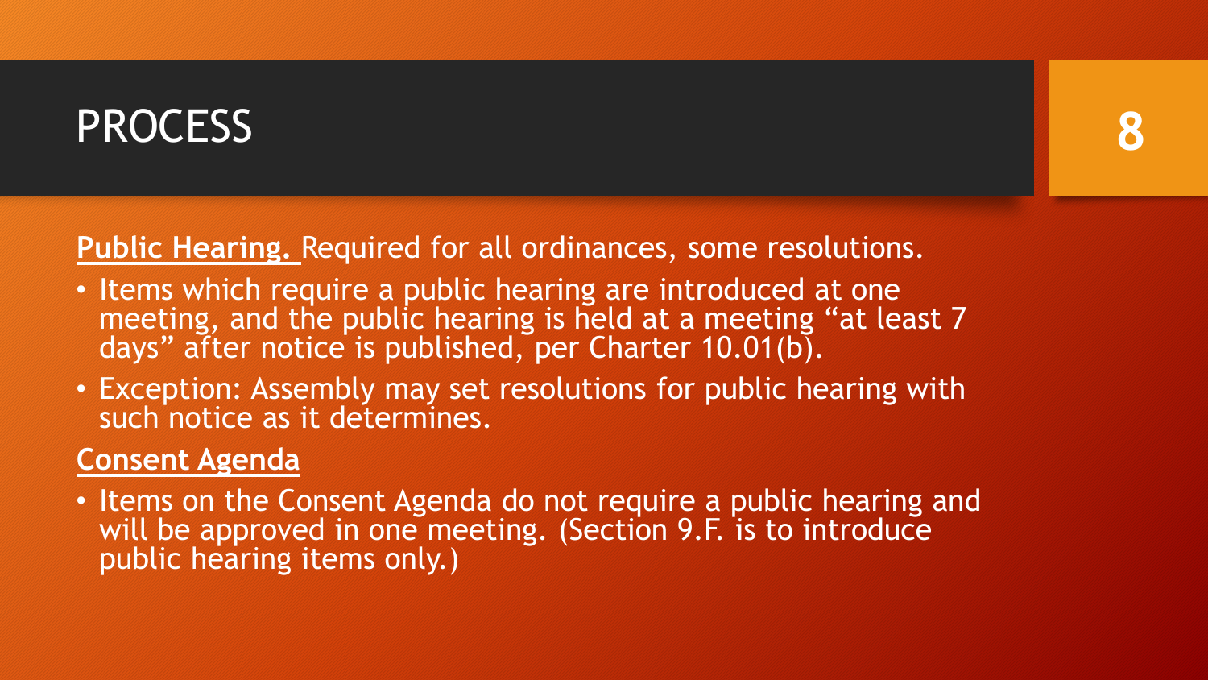# PROCESS

**Public Hearing.** Required for all ordinances, some resolutions.

- Items which require a public hearing are introduced at one meeting, and the public hearing is held at a meeting "at least 7 days" after notice is published, per Charter 10.01(b).
- Exception: Assembly may set resolutions for public hearing with such notice as it determines.

**Consent Agenda**

- Items on the Consent Agenda do not require a public hearing and will be approved in one meeting. (Section 9.F. is to introduce public hearing items only.)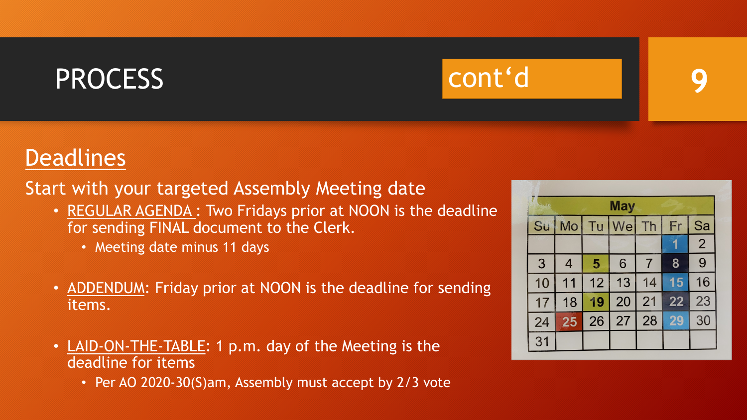# PROCESS cont'd

## Deadlines

Start with your targeted Assembly Meeting date

- REGULAR AGENDA : Two Fridays prior at NOON is the deadline for sending FINAL document to the Clerk.
  - Meeting date minus 11 days
- ADDENDUM: Friday prior at NOON is the deadline for sending items.
- LAID-ON-THE-TABLE: 1 p.m. day of the Meeting is the deadline for items
  - Per AO 2020-30(S)am, Assembly must accept by 2/3 vote

| May | | | | | | |
|---|---|---|---|---|---|---|
| Su | Mo | Tu | We | Th | Fr | Sa |
| | | | | | 1 | 2 |
| 3 | 4 | 5 | 6 | 7 | 8 | 9 |
| 10 | 11 | 12 | 13 | 14 | 15 | 16 |
| 17 | 18 | 19 | 20 | 21 | 22 | 23 |
| 24 | 25 | 26 | 27 | 28 | 29 | 30 |
| 31 | | | | | | |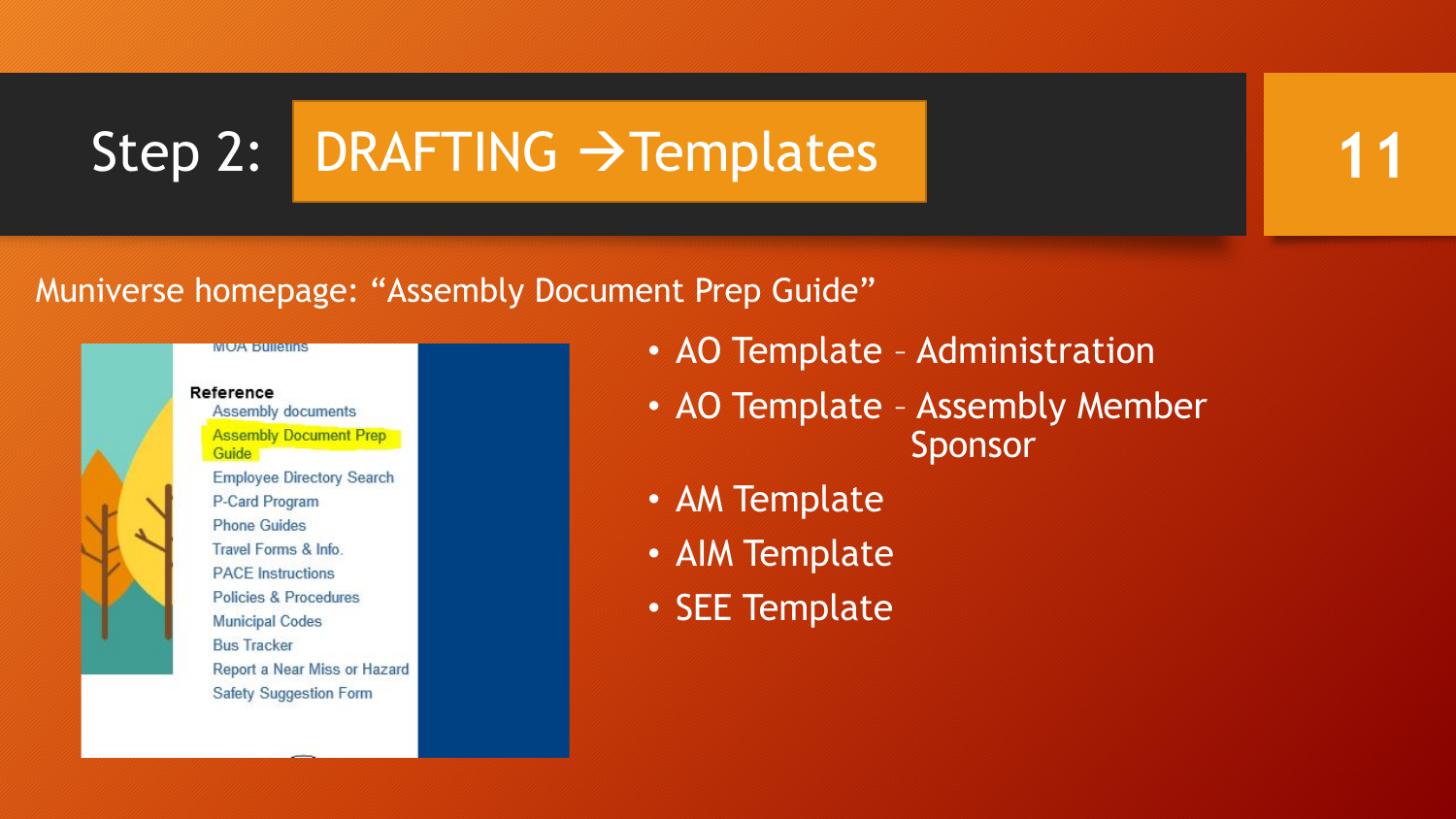# Step 2: DRAFTING → Templates

Muniverse homepage: "Assembly Document Prep Guide"

MOA Bulletins

**Reference**

- Assembly documents
- Assembly Document Prep Guide
- Employee Directory Search
- P-Card Program
- Phone Guides
- Travel Forms & Info.
- PACE Instructions
- Policies & Procedures
- Municipal Codes
- Bus Tracker
- Report a Near Miss or Hazard
- Safety Suggestion Form

- AO Template – Administration
- AO Template – Assembly Member Sponsor
- AM Template
- AIM Template
- SEE Template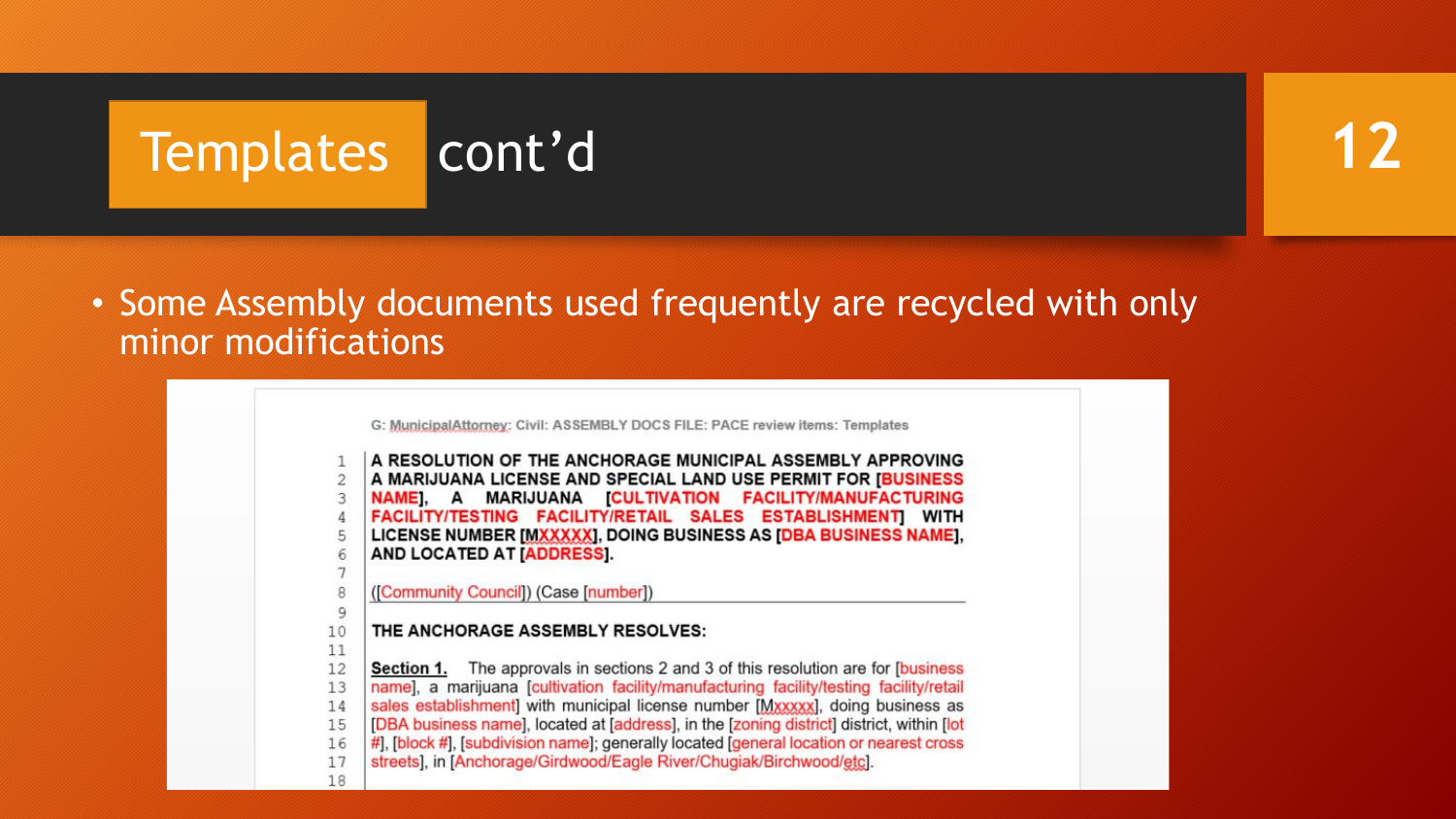# Templates cont'd

- Some Assembly documents used frequently are recycled with only minor modifications

G: MunicipalAttorney: Civil: ASSEMBLY DOCS FILE: PACE review items: Templates

```
1  A RESOLUTION OF THE ANCHORAGE MUNICIPAL ASSEMBLY APPROVING
2  A MARIJUANA LICENSE AND SPECIAL LAND USE PERMIT FOR [BUSINESS
3  NAME], A MARIJUANA [CULTIVATION FACILITY/MANUFACTURING
4  FACILITY/TESTING FACILITY/RETAIL SALES ESTABLISHMENT] WITH
5  LICENSE NUMBER [MXXXXX], DOING BUSINESS AS [DBA BUSINESS NAME],
6  AND LOCATED AT [ADDRESS].
7
8  ([Community Council]) (Case [number])
9
10 THE ANCHORAGE ASSEMBLY RESOLVES:
11
12 Section 1. The approvals in sections 2 and 3 of this resolution are for [business
13 name], a marijuana [cultivation facility/manufacturing facility/testing facility/retail
14 sales establishment] with municipal license number [Mxxxxx], doing business as
15 [DBA business name], located at [address], in the [zoning district] district, within [lot
16 #], [block #], [subdivision name]; generally located [general location or nearest cross
17 streets], in [Anchorage/Girdwood/Eagle River/Chugiak/Birchwood/etc].
18
```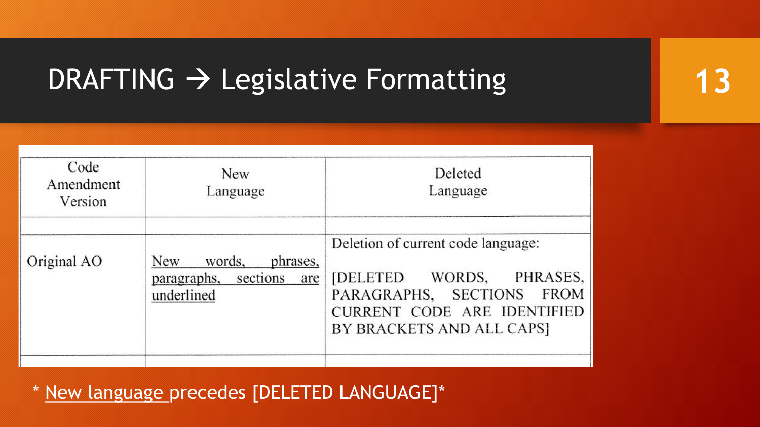# DRAFTING → Legislative Formatting

| Code Amendment Version | New Language | Deleted Language |
|---|---|---|
| | | |
| Original AO | <u>New words, phrases, paragraphs, sections are underlined</u> | Deletion of current code language: [DELETED WORDS, PHRASES, PARAGRAPHS, SECTIONS FROM CURRENT CODE ARE IDENTIFIED BY BRACKETS AND ALL CAPS] |

* <u>New language</u> precedes [DELETED LANGUAGE]*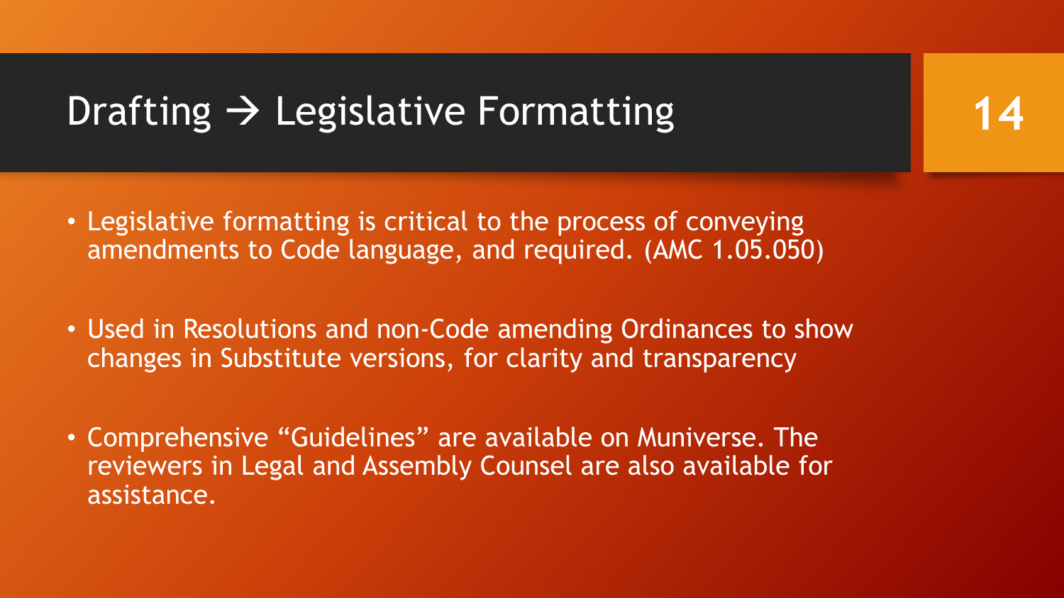# Drafting → Legislative Formatting

- Legislative formatting is critical to the process of conveying amendments to Code language, and required. (AMC 1.05.050)
- Used in Resolutions and non-Code amending Ordinances to show changes in Substitute versions, for clarity and transparency
- Comprehensive "Guidelines" are available on Muniverse. The reviewers in Legal and Assembly Counsel are also available for assistance.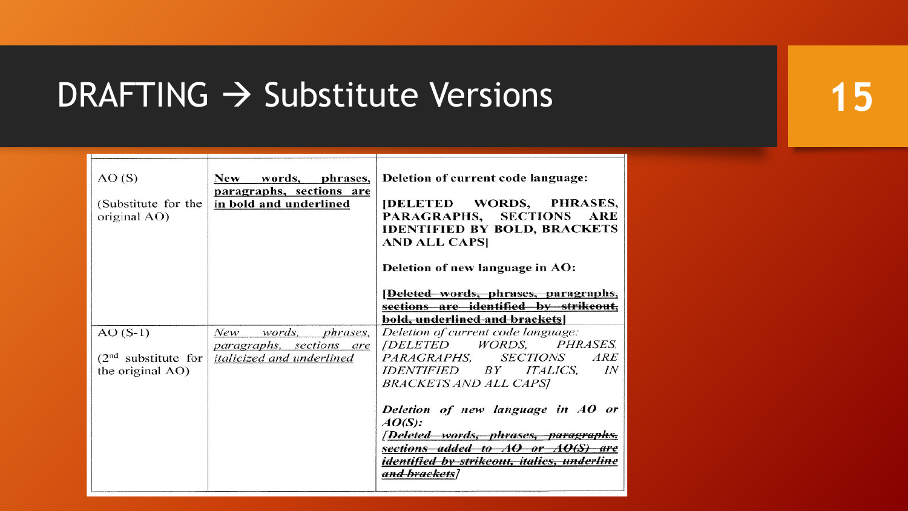# DRAFTING → Substitute Versions

| | | |
|---|---|---|
| AO (S)<br><br>(Substitute for the original AO) | <u>**New words, phrases, paragraphs, sections are in bold and underlined**</u> | **Deletion of current code language:**<br><br>**[DELETED WORDS, PHRASES, PARAGRAPHS, SECTIONS ARE IDENTIFIED BY BOLD, BRACKETS AND ALL CAPS]**<br><br>**Deletion of new language in AO:**<br><br>**[<u>~~Deleted words, phrases, paragraphs, sections are identified by strikeout, bold, underlined and brackets~~</u>]** |
| AO (S-1)<br><br>(2nd substitute for the original AO) | <u>*New words, phrases, paragraphs, sections are italicized and underlined*</u> | *Deletion of current code language:*<br>*[DELETED WORDS, PHRASES, PARAGRAPHS, SECTIONS ARE IDENTIFIED BY ITALICS, IN BRACKETS AND ALL CAPS]*<br><br>***Deletion of new language in AO or AO(S):***<br>*[<u>~~**Deleted words, phrases, paragraphs, sections added to AO or AO(S) are identified by strikeout, italics, underline and brackets**~~</u>]* |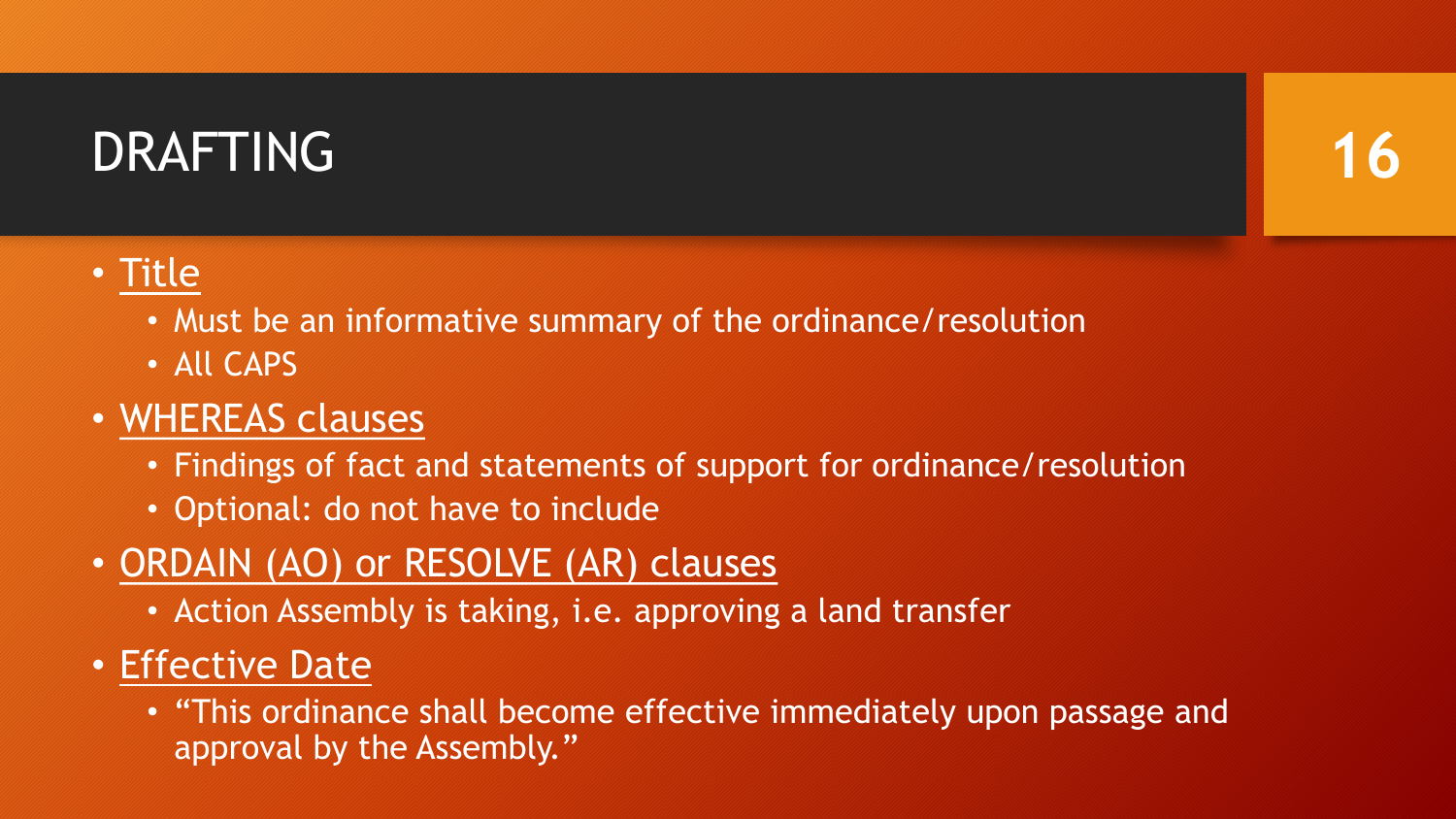# DRAFTING

- Title
  - Must be an informative summary of the ordinance/resolution
  - All CAPS
- WHEREAS clauses
  - Findings of fact and statements of support for ordinance/resolution
  - Optional: do not have to include
- ORDAIN (AO) or RESOLVE (AR) clauses
  - Action Assembly is taking, i.e. approving a land transfer
- Effective Date
  - "This ordinance shall become effective immediately upon passage and approval by the Assembly."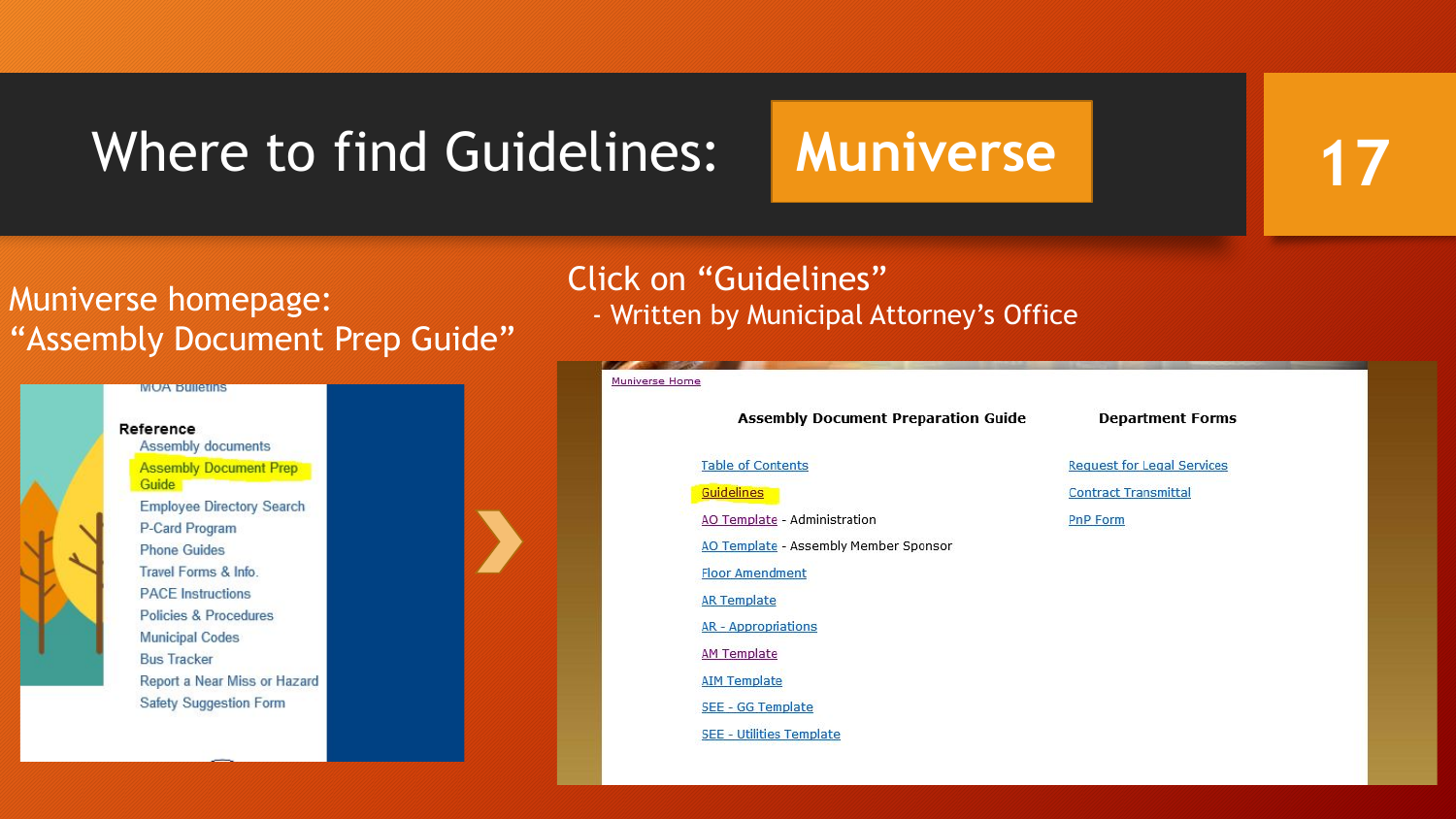# Where to find Guidelines: Muniverse

Muniverse homepage:
"Assembly Document Prep Guide"

MOA Bulletins

**Reference**

- Assembly documents
- Assembly Document Prep Guide
- Employee Directory Search
- P-Card Program
- Phone Guides
- Travel Forms & Info.
- PACE Instructions
- Policies & Procedures
- Municipal Codes
- Bus Tracker
- Report a Near Miss or Hazard
- Safety Suggestion Form

Click on "Guidelines"
- Written by Municipal Attorney's Office

Muniverse Home

**Assembly Document Preparation Guide**

- Table of Contents
- Guidelines
- AO Template - Administration
- AO Template - Assembly Member Sponsor
- Floor Amendment
- AR Template
- AR - Appropriations
- AM Template
- AIM Template
- SEE - GG Template
- SEE - Utilities Template

**Department Forms**

- Request for Legal Services
- Contract Transmittal
- PnP Form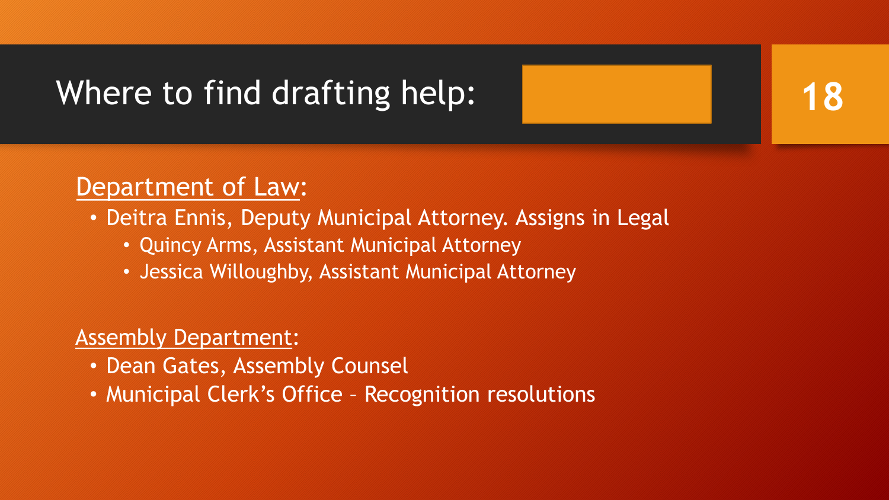# Where to find drafting help:

<u>Department of Law</u>:

- Deitra Ennis, Deputy Municipal Attorney. Assigns in Legal
  - Quincy Arms, Assistant Municipal Attorney
  - Jessica Willoughby, Assistant Municipal Attorney

<u>Assembly Department</u>:

- Dean Gates, Assembly Counsel
- Municipal Clerk's Office – Recognition resolutions